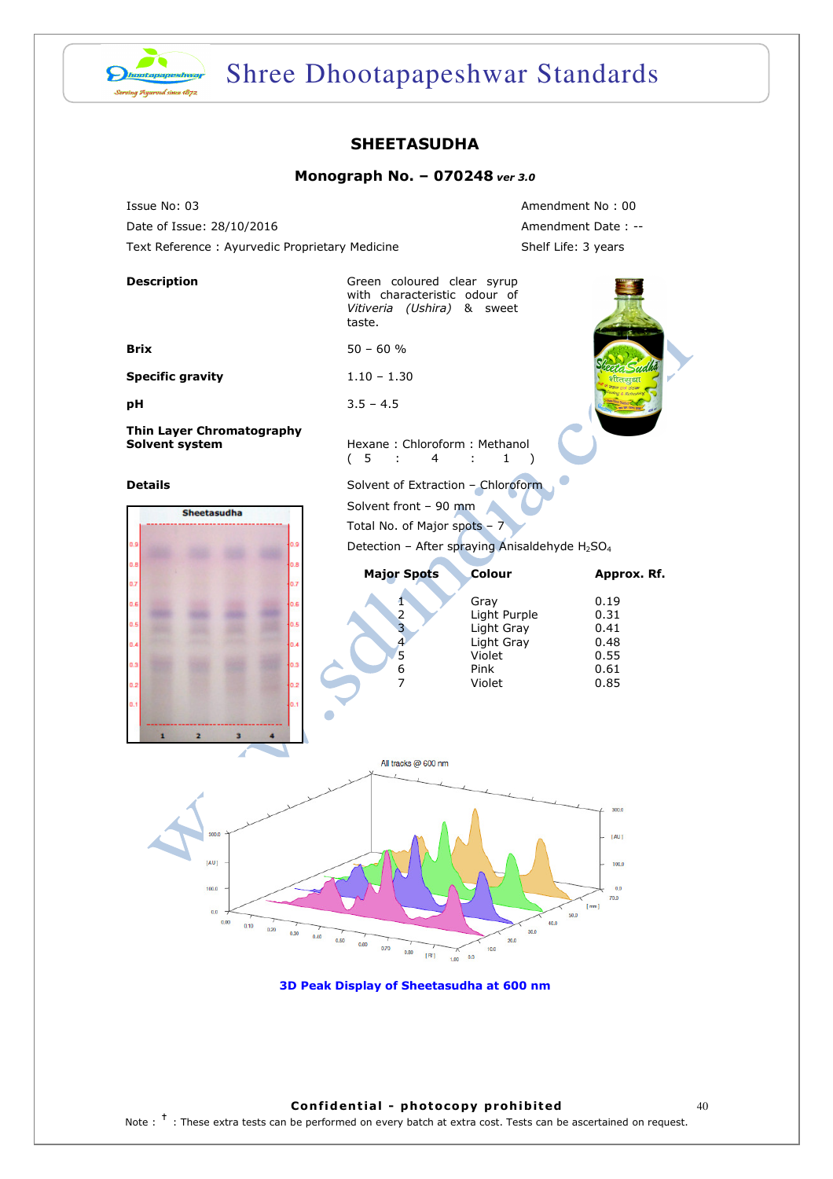## SHEETASUDHA

### Monograph No. – 070248 *ver 3.0*

Issue No: 03 | Amendment No : 00

Date of Issue: 28/10/2016 | Amendment Date : --

Text Reference : Ayurvedic Proprietary Medicine | Shelf Life: 3 years

**Description**: Green coloured clear syrup with characteristic odour of *Vitiveria (Ushira)* & sweet taste.

**Brix**: 50 – 60 %

**Specific gravity**: 1.10 – 1.30

**pH**: 3.5 – 4.5

**Thin Layer Chromatography Solvent system**: Hexane : Chloroform : Methanol ( 5 : 4 : 1 )

**Details**

Solvent of Extraction – Chloroform

Solvent front – 90 mm

Total No. of Major spots – 7

Detection – After spraying Anisaldehyde $H_2SO_4$

| Major Spots | Colour | Approx. Rf. |
|---|---|---|
| 1 | Gray | 0.19 |
| 2 | Light Purple | 0.31 |
| 3 | Light Gray | 0.41 |
| 4 | Light Gray | 0.48 |
| 5 | Violet | 0.55 |
| 6 | Pink | 0.61 |
| 7 | Violet | 0.85 |

**3D Peak Display of Sheetasudha at 600 nm**

Note : † : These extra tests can be performed on every batch at extra cost. Tests can be ascertained on request.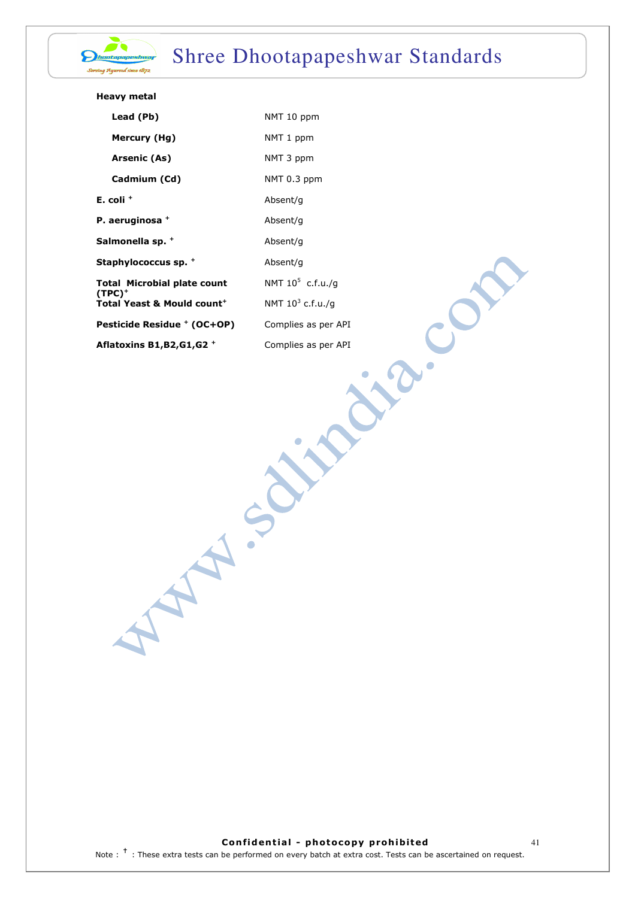| | |
|---|---|
| **Heavy metal** | |
| **Lead (Pb)** | NMT 10 ppm |
| **Mercury (Hg)** | NMT 1 ppm |
| **Arsenic (As)** | NMT 3 ppm |
| **Cadmium (Cd)** | NMT 0.3 ppm |
| **E. coli** + | Absent/g |
| **P. aeruginosa** + | Absent/g |
| **Salmonella sp.** + | Absent/g |
| **Staphylococcus sp.** + | Absent/g |
| **Total Microbial plate count (TPC)**+ | NMT $10^5$ c.f.u./g |
| **Total Yeast & Mould count**+ | NMT $10^3$ c.f.u./g |
| **Pesticide Residue** + **(OC+OP)** | Complies as per API |
| **Aflatoxins B1,B2,G1,G2** + | Complies as per API |

**Confidential - photocopy prohibited**

Note : † : These extra tests can be performed on every batch at extra cost. Tests can be ascertained on request.